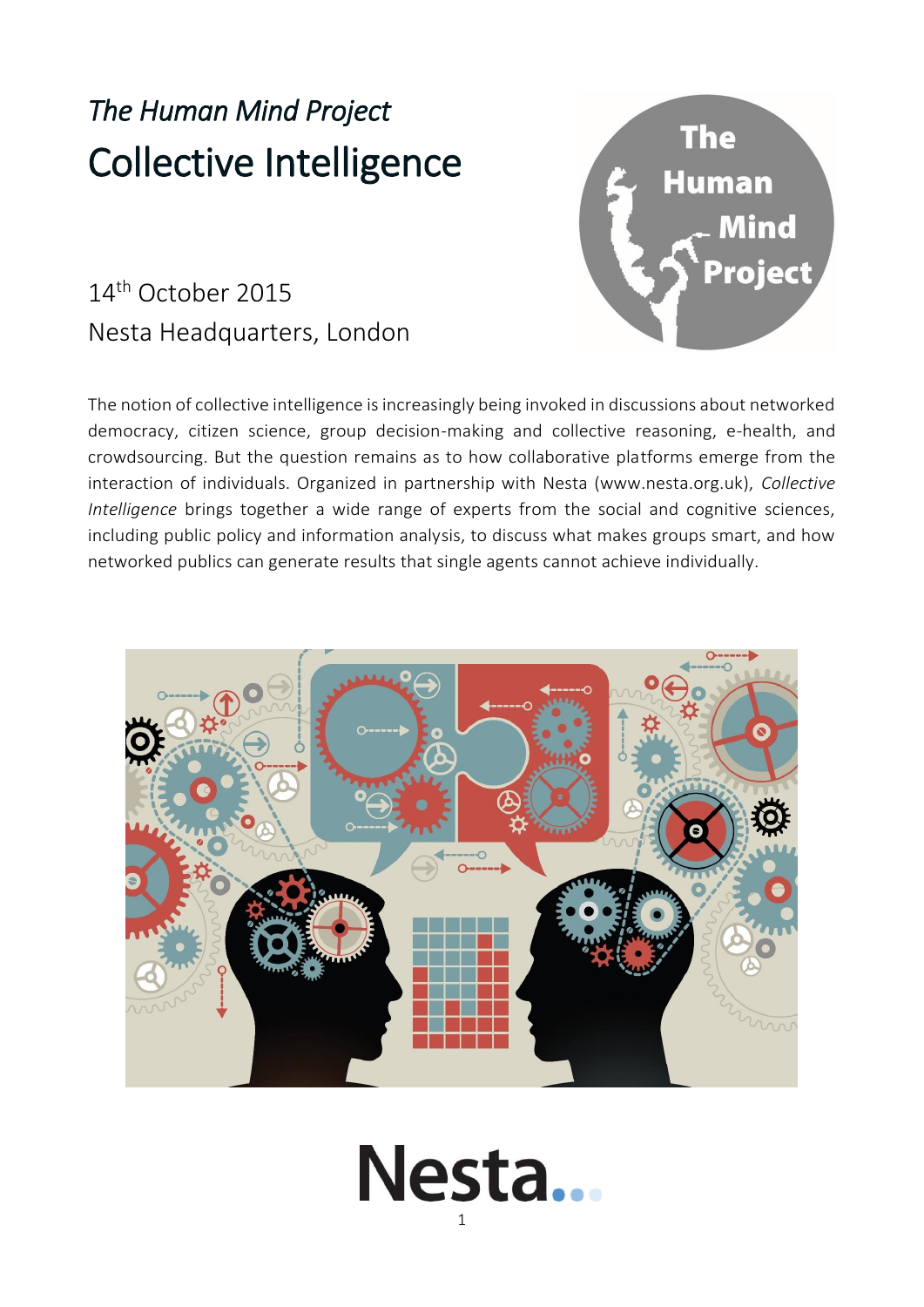*The Human Mind Project*

# Collective Intelligence

14th October 2015

Nesta Headquarters, London

The notion of collective intelligence is increasingly being invoked in discussions about networked democracy, citizen science, group decision-making and collective reasoning, e-health, and crowdsourcing. But the question remains as to how collaborative platforms emerge from the interaction of individuals. Organized in partnership with Nesta (www.nesta.org.uk), *Collective Intelligence* brings together a wide range of experts from the social and cognitive sciences, including public policy and information analysis, to discuss what makes groups smart, and how networked publics can generate results that single agents cannot achieve individually.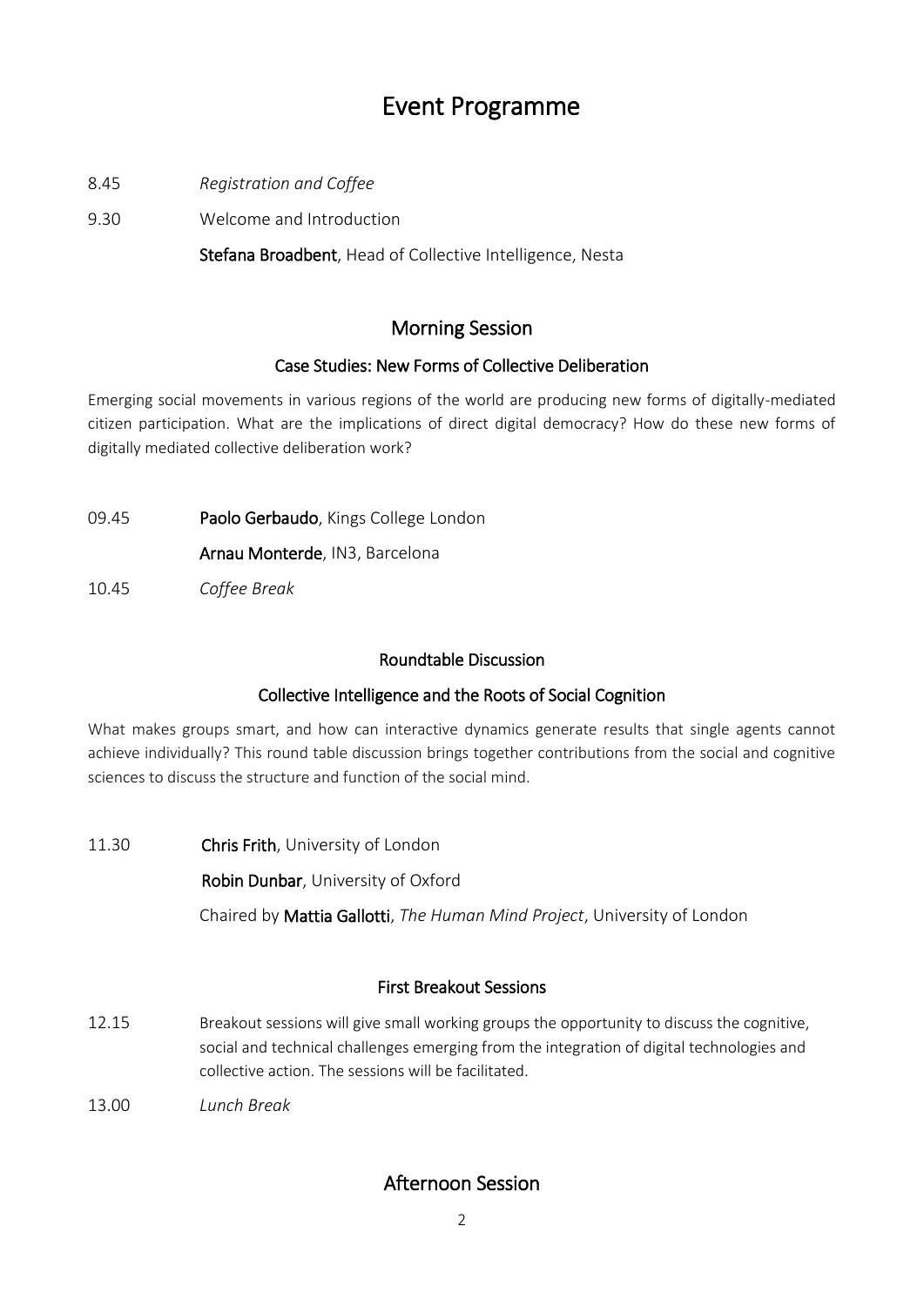# Event Programme

8.45 *Registration and Coffee*

9.30 Welcome and Introduction

**Stefana Broadbent**, Head of Collective Intelligence, Nesta

## Morning Session

### Case Studies: New Forms of Collective Deliberation

Emerging social movements in various regions of the world are producing new forms of digitally-mediated citizen participation. What are the implications of direct digital democracy? How do these new forms of digitally mediated collective deliberation work?

09.45 **Paolo Gerbaudo**, Kings College London

**Arnau Monterde**, IN3, Barcelona

10.45 *Coffee Break*

### Roundtable Discussion

### Collective Intelligence and the Roots of Social Cognition

What makes groups smart, and how can interactive dynamics generate results that single agents cannot achieve individually? This round table discussion brings together contributions from the social and cognitive sciences to discuss the structure and function of the social mind.

11.30 **Chris Frith**, University of London

**Robin Dunbar**, University of Oxford

Chaired by **Mattia Gallotti**, *The Human Mind Project*, University of London

### First Breakout Sessions

12.15 Breakout sessions will give small working groups the opportunity to discuss the cognitive, social and technical challenges emerging from the integration of digital technologies and collective action. The sessions will be facilitated.

13.00 *Lunch Break*

## Afternoon Session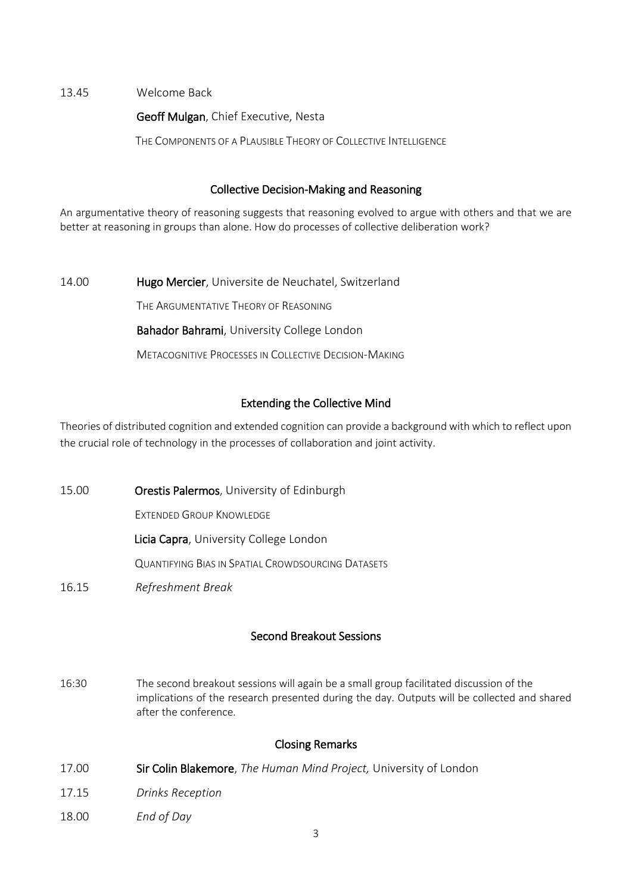13.45 Welcome Back

**Geoff Mulgan**, Chief Executive, Nesta

THE COMPONENTS OF A PLAUSIBLE THEORY OF COLLECTIVE INTELLIGENCE

## Collective Decision-Making and Reasoning

An argumentative theory of reasoning suggests that reasoning evolved to argue with others and that we are better at reasoning in groups than alone. How do processes of collective deliberation work?

14.00 **Hugo Mercier**, Universite de Neuchatel, Switzerland

THE ARGUMENTATIVE THEORY OF REASONING

**Bahador Bahrami**, University College London

METACOGNITIVE PROCESSES IN COLLECTIVE DECISION-MAKING

## Extending the Collective Mind

Theories of distributed cognition and extended cognition can provide a background with which to reflect upon the crucial role of technology in the processes of collaboration and joint activity.

15.00 **Orestis Palermos**, University of Edinburgh

EXTENDED GROUP KNOWLEDGE

**Licia Capra**, University College London

QUANTIFYING BIAS IN SPATIAL CROWDSOURCING DATASETS

16.15 *Refreshment Break*

## Second Breakout Sessions

16:30 The second breakout sessions will again be a small group facilitated discussion of the implications of the research presented during the day. Outputs will be collected and shared after the conference.

## Closing Remarks

17.00 **Sir Colin Blakemore**, *The Human Mind Project,* University of London

17.15 *Drinks Reception*

18.00 *End of Day*